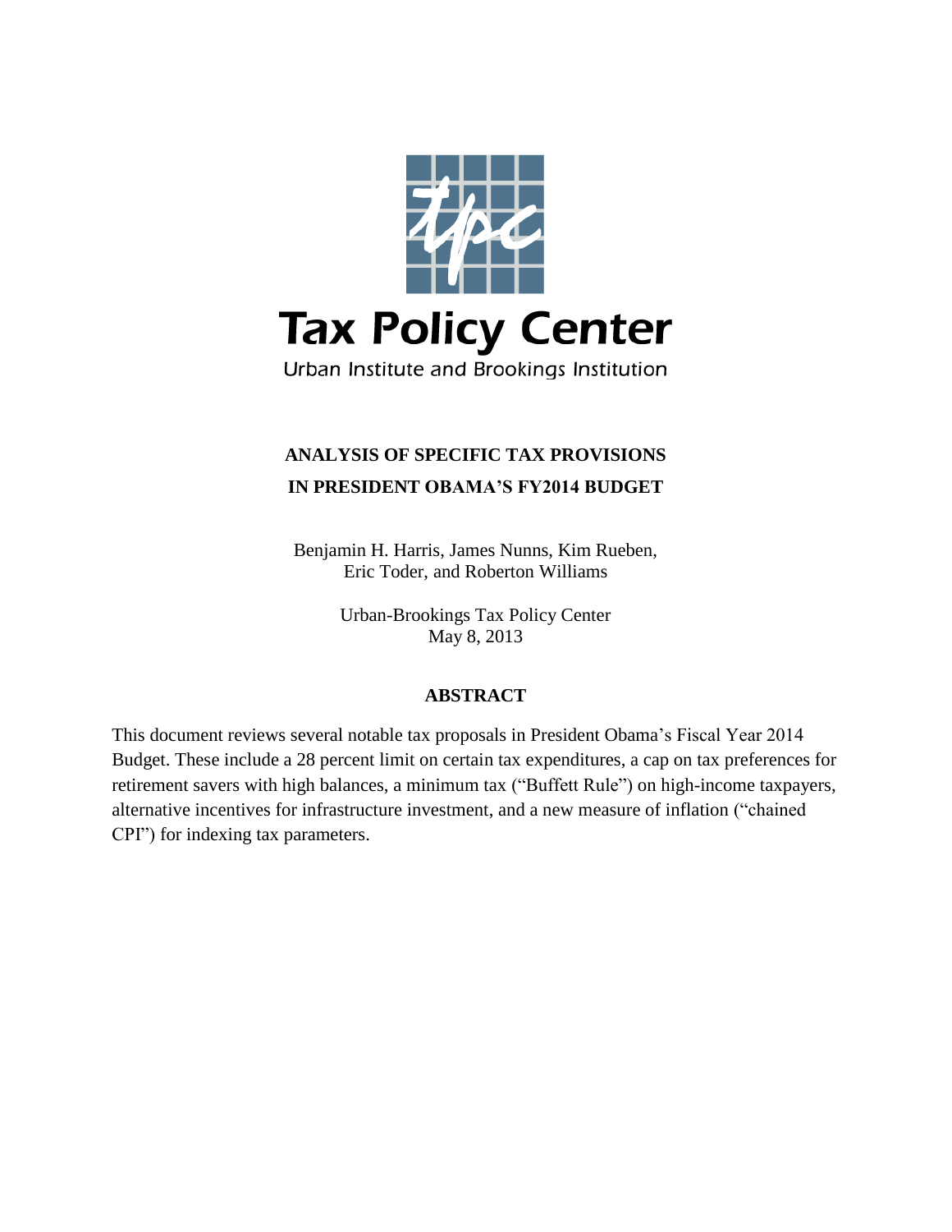Tax Policy Center

Urban Institute and Brookings Institution

# ANALYSIS OF SPECIFIC TAX PROVISIONS IN PRESIDENT OBAMA'S FY2014 BUDGET

Benjamin H. Harris, James Nunns, Kim Rueben,
Eric Toder, and Roberton Williams

Urban-Brookings Tax Policy Center
May 8, 2013

## ABSTRACT

This document reviews several notable tax proposals in President Obama's Fiscal Year 2014 Budget. These include a 28 percent limit on certain tax expenditures, a cap on tax preferences for retirement savers with high balances, a minimum tax ("Buffett Rule") on high-income taxpayers, alternative incentives for infrastructure investment, and a new measure of inflation ("chained CPI") for indexing tax parameters.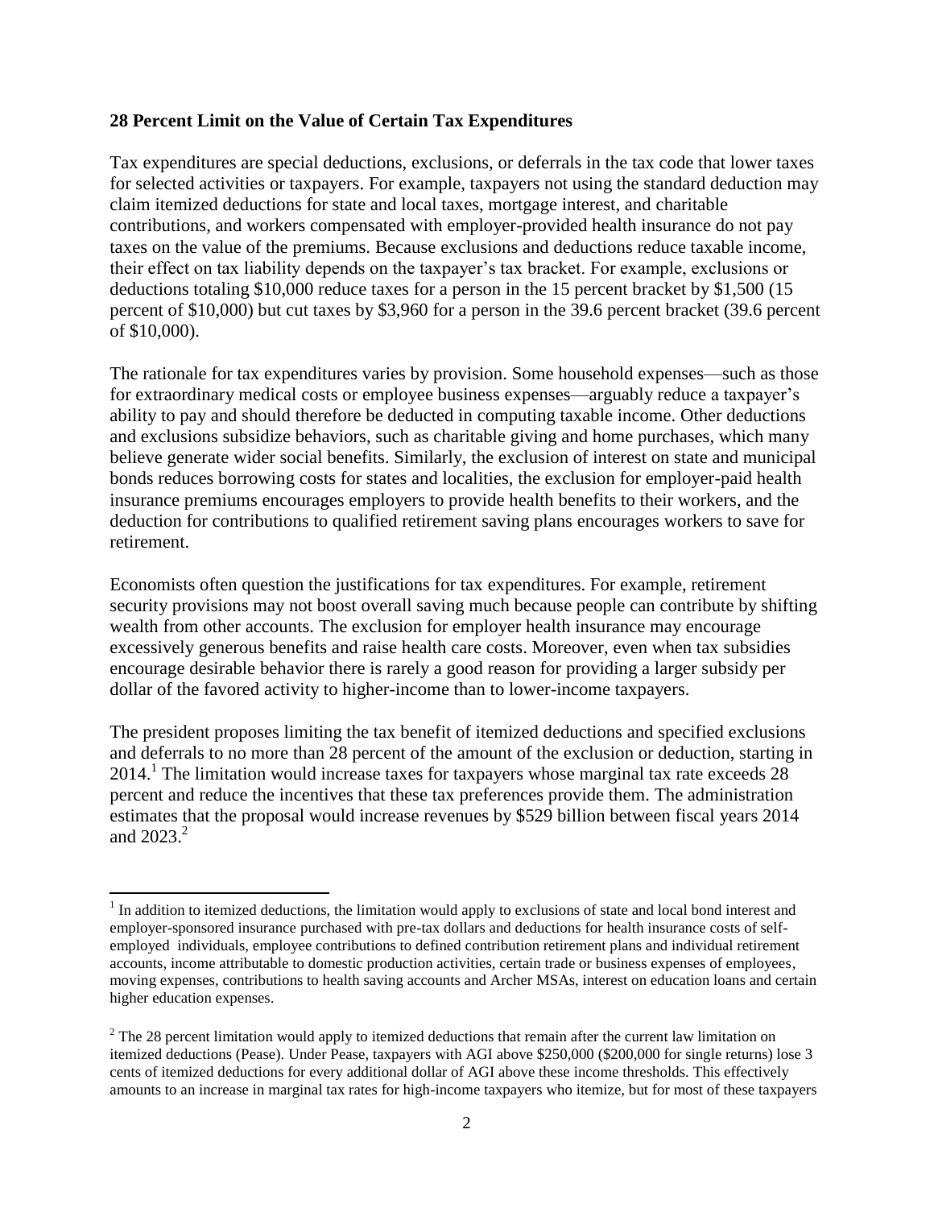**28 Percent Limit on the Value of Certain Tax Expenditures**

Tax expenditures are special deductions, exclusions, or deferrals in the tax code that lower taxes for selected activities or taxpayers. For example, taxpayers not using the standard deduction may claim itemized deductions for state and local taxes, mortgage interest, and charitable contributions, and workers compensated with employer-provided health insurance do not pay taxes on the value of the premiums. Because exclusions and deductions reduce taxable income, their effect on tax liability depends on the taxpayer's tax bracket. For example, exclusions or deductions totaling $10,000 reduce taxes for a person in the 15 percent bracket by $1,500 (15 percent of $10,000) but cut taxes by $3,960 for a person in the 39.6 percent bracket (39.6 percent of $10,000).

The rationale for tax expenditures varies by provision. Some household expenses—such as those for extraordinary medical costs or employee business expenses—arguably reduce a taxpayer's ability to pay and should therefore be deducted in computing taxable income. Other deductions and exclusions subsidize behaviors, such as charitable giving and home purchases, which many believe generate wider social benefits. Similarly, the exclusion of interest on state and municipal bonds reduces borrowing costs for states and localities, the exclusion for employer-paid health insurance premiums encourages employers to provide health benefits to their workers, and the deduction for contributions to qualified retirement saving plans encourages workers to save for retirement.

Economists often question the justifications for tax expenditures. For example, retirement security provisions may not boost overall saving much because people can contribute by shifting wealth from other accounts. The exclusion for employer health insurance may encourage excessively generous benefits and raise health care costs. Moreover, even when tax subsidies encourage desirable behavior there is rarely a good reason for providing a larger subsidy per dollar of the favored activity to higher-income than to lower-income taxpayers.

The president proposes limiting the tax benefit of itemized deductions and specified exclusions and deferrals to no more than 28 percent of the amount of the exclusion or deduction, starting in 2014.[1] The limitation would increase taxes for taxpayers whose marginal tax rate exceeds 28 percent and reduce the incentives that these tax preferences provide them. The administration estimates that the proposal would increase revenues by $529 billion between fiscal years 2014 and 2023.[2]

---

[1] In addition to itemized deductions, the limitation would apply to exclusions of state and local bond interest and employer-sponsored insurance purchased with pre-tax dollars and deductions for health insurance costs of self-employed individuals, employee contributions to defined contribution retirement plans and individual retirement accounts, income attributable to domestic production activities, certain trade or business expenses of employees, moving expenses, contributions to health saving accounts and Archer MSAs, interest on education loans and certain higher education expenses.

[2] The 28 percent limitation would apply to itemized deductions that remain after the current law limitation on itemized deductions (Pease). Under Pease, taxpayers with AGI above $250,000 ($200,000 for single returns) lose 3 cents of itemized deductions for every additional dollar of AGI above these income thresholds. This effectively amounts to an increase in marginal tax rates for high-income taxpayers who itemize, but for most of these taxpayers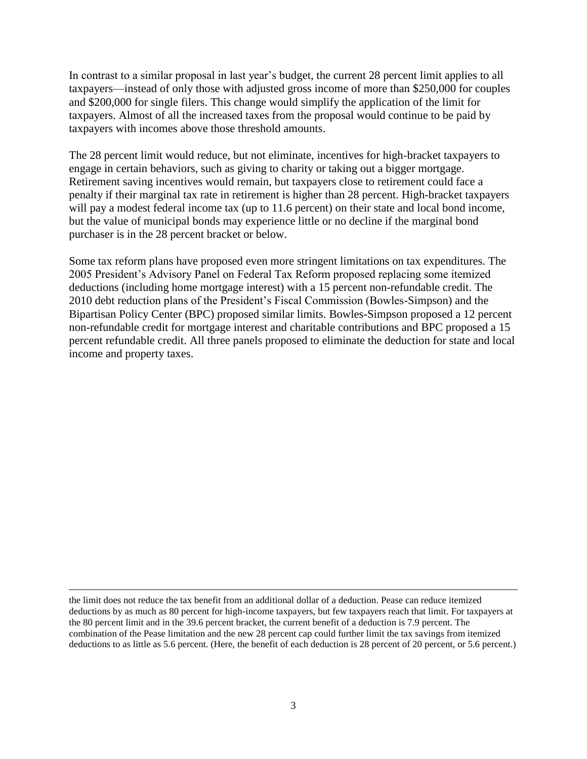In contrast to a similar proposal in last year's budget, the current 28 percent limit applies to all taxpayers—instead of only those with adjusted gross income of more than $250,000 for couples and $200,000 for single filers. This change would simplify the application of the limit for taxpayers. Almost of all the increased taxes from the proposal would continue to be paid by taxpayers with incomes above those threshold amounts.

The 28 percent limit would reduce, but not eliminate, incentives for high-bracket taxpayers to engage in certain behaviors, such as giving to charity or taking out a bigger mortgage. Retirement saving incentives would remain, but taxpayers close to retirement could face a penalty if their marginal tax rate in retirement is higher than 28 percent. High-bracket taxpayers will pay a modest federal income tax (up to 11.6 percent) on their state and local bond income, but the value of municipal bonds may experience little or no decline if the marginal bond purchaser is in the 28 percent bracket or below.

Some tax reform plans have proposed even more stringent limitations on tax expenditures. The 2005 President's Advisory Panel on Federal Tax Reform proposed replacing some itemized deductions (including home mortgage interest) with a 15 percent non-refundable credit. The 2010 debt reduction plans of the President's Fiscal Commission (Bowles-Simpson) and the Bipartisan Policy Center (BPC) proposed similar limits. Bowles-Simpson proposed a 12 percent non-refundable credit for mortgage interest and charitable contributions and BPC proposed a 15 percent refundable credit. All three panels proposed to eliminate the deduction for state and local income and property taxes.

---

the limit does not reduce the tax benefit from an additional dollar of a deduction. Pease can reduce itemized deductions by as much as 80 percent for high-income taxpayers, but few taxpayers reach that limit. For taxpayers at the 80 percent limit and in the 39.6 percent bracket, the current benefit of a deduction is 7.9 percent. The combination of the Pease limitation and the new 28 percent cap could further limit the tax savings from itemized deductions to as little as 5.6 percent. (Here, the benefit of each deduction is 28 percent of 20 percent, or 5.6 percent.)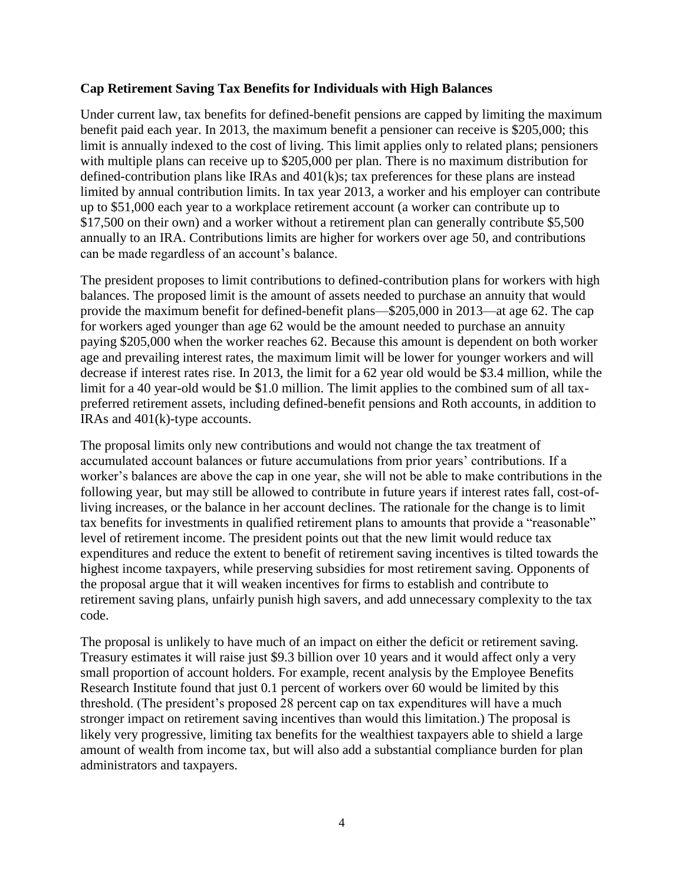**Cap Retirement Saving Tax Benefits for Individuals with High Balances**

Under current law, tax benefits for defined-benefit pensions are capped by limiting the maximum benefit paid each year. In 2013, the maximum benefit a pensioner can receive is $205,000; this limit is annually indexed to the cost of living. This limit applies only to related plans; pensioners with multiple plans can receive up to $205,000 per plan. There is no maximum distribution for defined-contribution plans like IRAs and 401(k)s; tax preferences for these plans are instead limited by annual contribution limits. In tax year 2013, a worker and his employer can contribute up to $51,000 each year to a workplace retirement account (a worker can contribute up to $17,500 on their own) and a worker without a retirement plan can generally contribute $5,500 annually to an IRA. Contributions limits are higher for workers over age 50, and contributions can be made regardless of an account's balance.

The president proposes to limit contributions to defined-contribution plans for workers with high balances. The proposed limit is the amount of assets needed to purchase an annuity that would provide the maximum benefit for defined-benefit plans—$205,000 in 2013—at age 62. The cap for workers aged younger than age 62 would be the amount needed to purchase an annuity paying $205,000 when the worker reaches 62. Because this amount is dependent on both worker age and prevailing interest rates, the maximum limit will be lower for younger workers and will decrease if interest rates rise. In 2013, the limit for a 62 year old would be $3.4 million, while the limit for a 40 year-old would be $1.0 million. The limit applies to the combined sum of all tax-preferred retirement assets, including defined-benefit pensions and Roth accounts, in addition to IRAs and 401(k)-type accounts.

The proposal limits only new contributions and would not change the tax treatment of accumulated account balances or future accumulations from prior years' contributions. If a worker's balances are above the cap in one year, she will not be able to make contributions in the following year, but may still be allowed to contribute in future years if interest rates fall, cost-of-living increases, or the balance in her account declines. The rationale for the change is to limit tax benefits for investments in qualified retirement plans to amounts that provide a "reasonable" level of retirement income. The president points out that the new limit would reduce tax expenditures and reduce the extent to benefit of retirement saving incentives is tilted towards the highest income taxpayers, while preserving subsidies for most retirement saving. Opponents of the proposal argue that it will weaken incentives for firms to establish and contribute to retirement saving plans, unfairly punish high savers, and add unnecessary complexity to the tax code.

The proposal is unlikely to have much of an impact on either the deficit or retirement saving. Treasury estimates it will raise just $9.3 billion over 10 years and it would affect only a very small proportion of account holders. For example, recent analysis by the Employee Benefits Research Institute found that just 0.1 percent of workers over 60 would be limited by this threshold. (The president's proposed 28 percent cap on tax expenditures will have a much stronger impact on retirement saving incentives than would this limitation.) The proposal is likely very progressive, limiting tax benefits for the wealthiest taxpayers able to shield a large amount of wealth from income tax, but will also add a substantial compliance burden for plan administrators and taxpayers.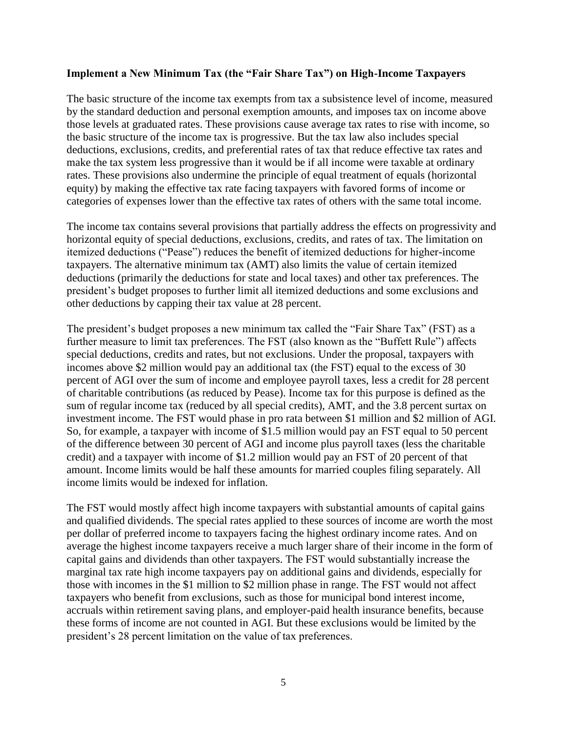**Implement a New Minimum Tax (the "Fair Share Tax") on High-Income Taxpayers**

The basic structure of the income tax exempts from tax a subsistence level of income, measured by the standard deduction and personal exemption amounts, and imposes tax on income above those levels at graduated rates. These provisions cause average tax rates to rise with income, so the basic structure of the income tax is progressive. But the tax law also includes special deductions, exclusions, credits, and preferential rates of tax that reduce effective tax rates and make the tax system less progressive than it would be if all income were taxable at ordinary rates. These provisions also undermine the principle of equal treatment of equals (horizontal equity) by making the effective tax rate facing taxpayers with favored forms of income or categories of expenses lower than the effective tax rates of others with the same total income.

The income tax contains several provisions that partially address the effects on progressivity and horizontal equity of special deductions, exclusions, credits, and rates of tax. The limitation on itemized deductions ("Pease") reduces the benefit of itemized deductions for higher-income taxpayers. The alternative minimum tax (AMT) also limits the value of certain itemized deductions (primarily the deductions for state and local taxes) and other tax preferences. The president's budget proposes to further limit all itemized deductions and some exclusions and other deductions by capping their tax value at 28 percent.

The president's budget proposes a new minimum tax called the "Fair Share Tax" (FST) as a further measure to limit tax preferences. The FST (also known as the "Buffett Rule") affects special deductions, credits and rates, but not exclusions. Under the proposal, taxpayers with incomes above $2 million would pay an additional tax (the FST) equal to the excess of 30 percent of AGI over the sum of income and employee payroll taxes, less a credit for 28 percent of charitable contributions (as reduced by Pease). Income tax for this purpose is defined as the sum of regular income tax (reduced by all special credits), AMT, and the 3.8 percent surtax on investment income. The FST would phase in pro rata between $1 million and $2 million of AGI. So, for example, a taxpayer with income of $1.5 million would pay an FST equal to 50 percent of the difference between 30 percent of AGI and income plus payroll taxes (less the charitable credit) and a taxpayer with income of $1.2 million would pay an FST of 20 percent of that amount. Income limits would be half these amounts for married couples filing separately. All income limits would be indexed for inflation.

The FST would mostly affect high income taxpayers with substantial amounts of capital gains and qualified dividends. The special rates applied to these sources of income are worth the most per dollar of preferred income to taxpayers facing the highest ordinary income rates. And on average the highest income taxpayers receive a much larger share of their income in the form of capital gains and dividends than other taxpayers. The FST would substantially increase the marginal tax rate high income taxpayers pay on additional gains and dividends, especially for those with incomes in the $1 million to $2 million phase in range. The FST would not affect taxpayers who benefit from exclusions, such as those for municipal bond interest income, accruals within retirement saving plans, and employer-paid health insurance benefits, because these forms of income are not counted in AGI. But these exclusions would be limited by the president's 28 percent limitation on the value of tax preferences.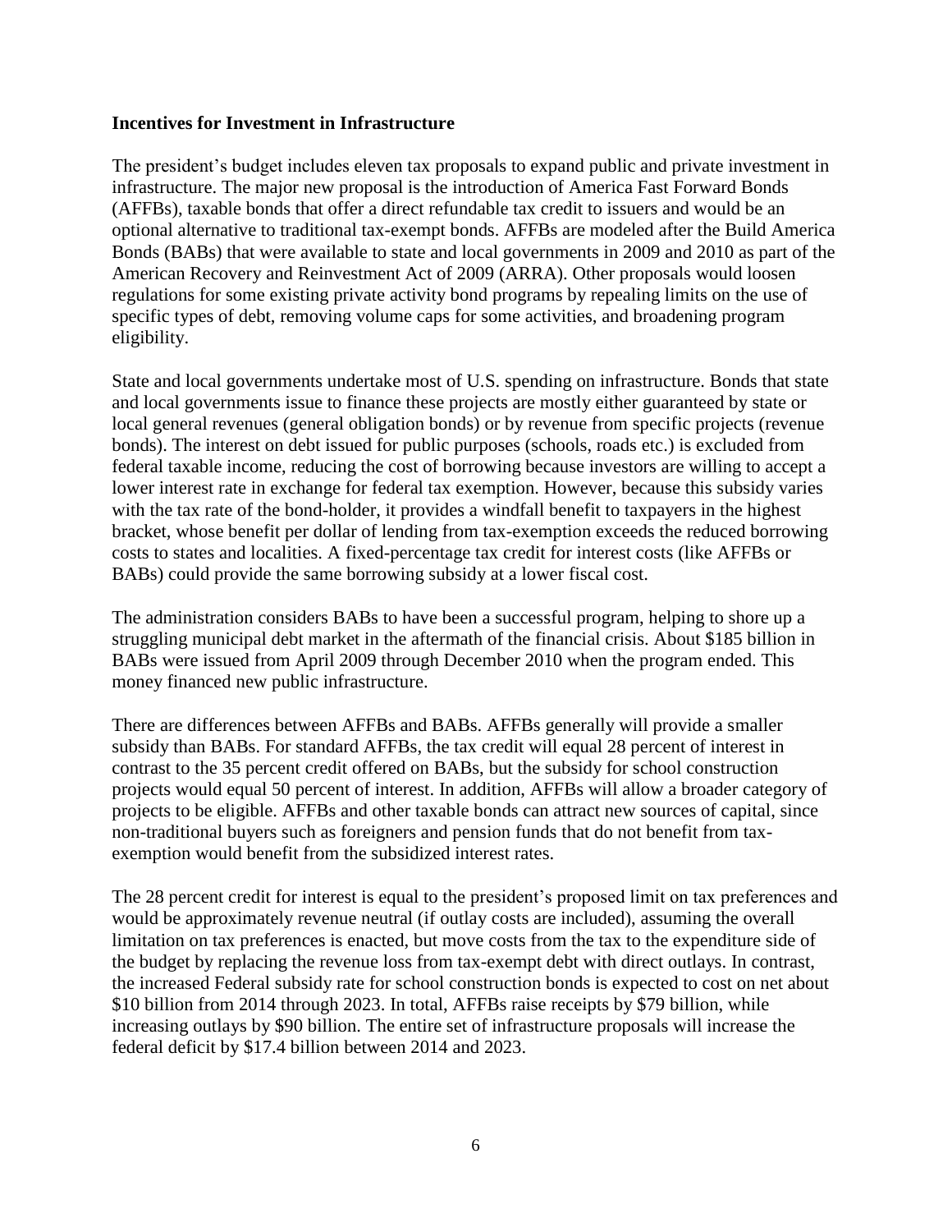**Incentives for Investment in Infrastructure**

The president's budget includes eleven tax proposals to expand public and private investment in infrastructure. The major new proposal is the introduction of America Fast Forward Bonds (AFFBs), taxable bonds that offer a direct refundable tax credit to issuers and would be an optional alternative to traditional tax-exempt bonds. AFFBs are modeled after the Build America Bonds (BABs) that were available to state and local governments in 2009 and 2010 as part of the American Recovery and Reinvestment Act of 2009 (ARRA). Other proposals would loosen regulations for some existing private activity bond programs by repealing limits on the use of specific types of debt, removing volume caps for some activities, and broadening program eligibility.

State and local governments undertake most of U.S. spending on infrastructure. Bonds that state and local governments issue to finance these projects are mostly either guaranteed by state or local general revenues (general obligation bonds) or by revenue from specific projects (revenue bonds). The interest on debt issued for public purposes (schools, roads etc.) is excluded from federal taxable income, reducing the cost of borrowing because investors are willing to accept a lower interest rate in exchange for federal tax exemption. However, because this subsidy varies with the tax rate of the bond-holder, it provides a windfall benefit to taxpayers in the highest bracket, whose benefit per dollar of lending from tax-exemption exceeds the reduced borrowing costs to states and localities. A fixed-percentage tax credit for interest costs (like AFFBs or BABs) could provide the same borrowing subsidy at a lower fiscal cost.

The administration considers BABs to have been a successful program, helping to shore up a struggling municipal debt market in the aftermath of the financial crisis. About $185 billion in BABs were issued from April 2009 through December 2010 when the program ended. This money financed new public infrastructure.

There are differences between AFFBs and BABs. AFFBs generally will provide a smaller subsidy than BABs. For standard AFFBs, the tax credit will equal 28 percent of interest in contrast to the 35 percent credit offered on BABs, but the subsidy for school construction projects would equal 50 percent of interest. In addition, AFFBs will allow a broader category of projects to be eligible. AFFBs and other taxable bonds can attract new sources of capital, since non-traditional buyers such as foreigners and pension funds that do not benefit from tax-exemption would benefit from the subsidized interest rates.

The 28 percent credit for interest is equal to the president's proposed limit on tax preferences and would be approximately revenue neutral (if outlay costs are included), assuming the overall limitation on tax preferences is enacted, but move costs from the tax to the expenditure side of the budget by replacing the revenue loss from tax-exempt debt with direct outlays. In contrast, the increased Federal subsidy rate for school construction bonds is expected to cost on net about $10 billion from 2014 through 2023. In total, AFFBs raise receipts by $79 billion, while increasing outlays by $90 billion. The entire set of infrastructure proposals will increase the federal deficit by $17.4 billion between 2014 and 2023.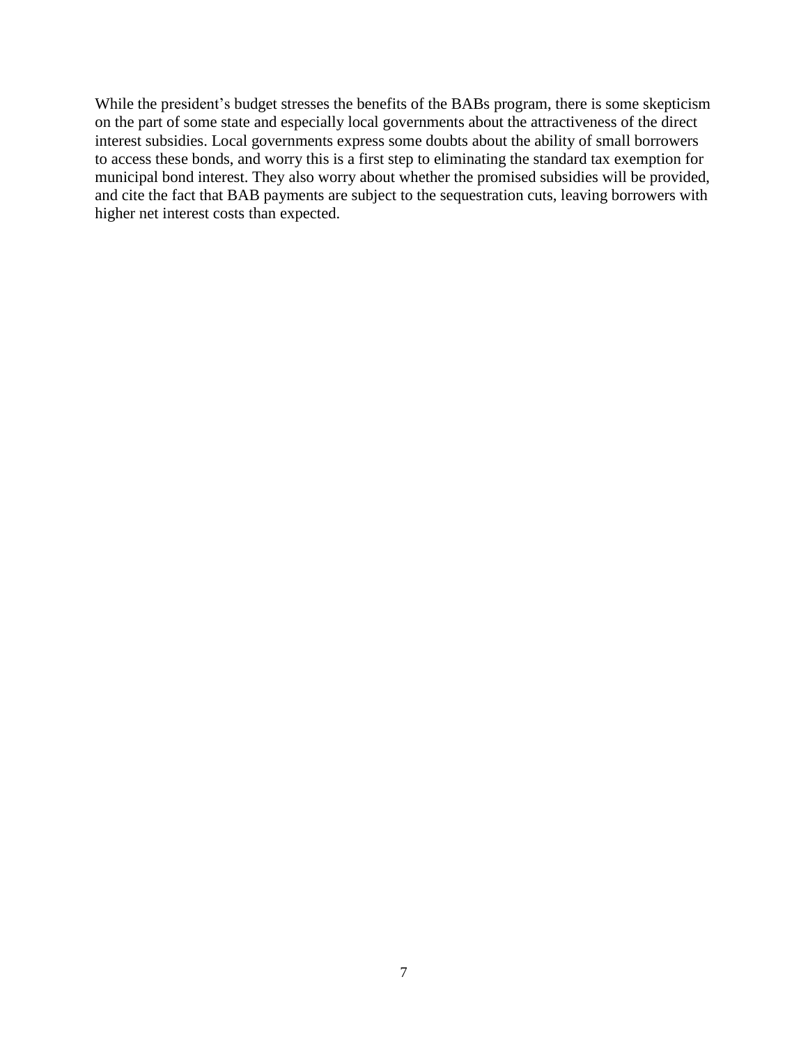While the president’s budget stresses the benefits of the BABs program, there is some skepticism on the part of some state and especially local governments about the attractiveness of the direct interest subsidies. Local governments express some doubts about the ability of small borrowers to access these bonds, and worry this is a first step to eliminating the standard tax exemption for municipal bond interest. They also worry about whether the promised subsidies will be provided, and cite the fact that BAB payments are subject to the sequestration cuts, leaving borrowers with higher net interest costs than expected.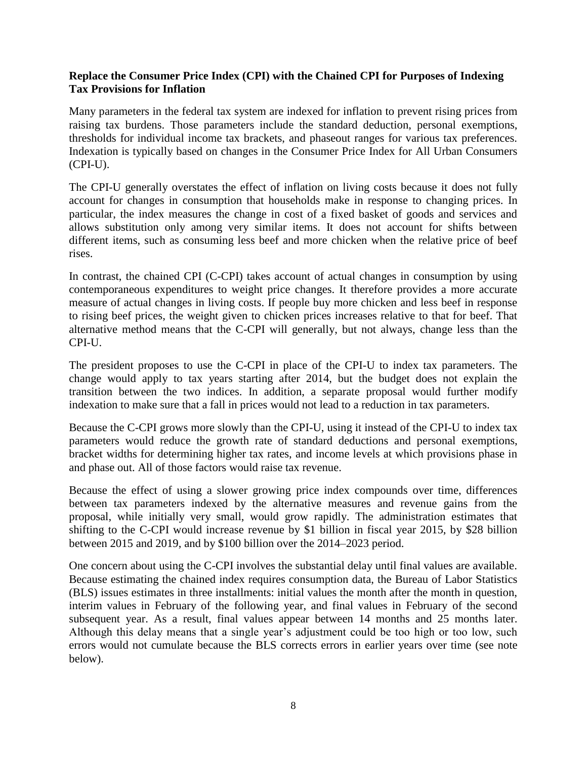**Replace the Consumer Price Index (CPI) with the Chained CPI for Purposes of Indexing Tax Provisions for Inflation**

Many parameters in the federal tax system are indexed for inflation to prevent rising prices from raising tax burdens. Those parameters include the standard deduction, personal exemptions, thresholds for individual income tax brackets, and phaseout ranges for various tax preferences. Indexation is typically based on changes in the Consumer Price Index for All Urban Consumers (CPI-U).

The CPI-U generally overstates the effect of inflation on living costs because it does not fully account for changes in consumption that households make in response to changing prices. In particular, the index measures the change in cost of a fixed basket of goods and services and allows substitution only among very similar items. It does not account for shifts between different items, such as consuming less beef and more chicken when the relative price of beef rises.

In contrast, the chained CPI (C-CPI) takes account of actual changes in consumption by using contemporaneous expenditures to weight price changes. It therefore provides a more accurate measure of actual changes in living costs. If people buy more chicken and less beef in response to rising beef prices, the weight given to chicken prices increases relative to that for beef. That alternative method means that the C-CPI will generally, but not always, change less than the CPI-U.

The president proposes to use the C-CPI in place of the CPI-U to index tax parameters. The change would apply to tax years starting after 2014, but the budget does not explain the transition between the two indices. In addition, a separate proposal would further modify indexation to make sure that a fall in prices would not lead to a reduction in tax parameters.

Because the C-CPI grows more slowly than the CPI-U, using it instead of the CPI-U to index tax parameters would reduce the growth rate of standard deductions and personal exemptions, bracket widths for determining higher tax rates, and income levels at which provisions phase in and phase out. All of those factors would raise tax revenue.

Because the effect of using a slower growing price index compounds over time, differences between tax parameters indexed by the alternative measures and revenue gains from the proposal, while initially very small, would grow rapidly. The administration estimates that shifting to the C-CPI would increase revenue by $1 billion in fiscal year 2015, by $28 billion between 2015 and 2019, and by $100 billion over the 2014–2023 period.

One concern about using the C-CPI involves the substantial delay until final values are available. Because estimating the chained index requires consumption data, the Bureau of Labor Statistics (BLS) issues estimates in three installments: initial values the month after the month in question, interim values in February of the following year, and final values in February of the second subsequent year. As a result, final values appear between 14 months and 25 months later. Although this delay means that a single year's adjustment could be too high or too low, such errors would not cumulate because the BLS corrects errors in earlier years over time (see note below).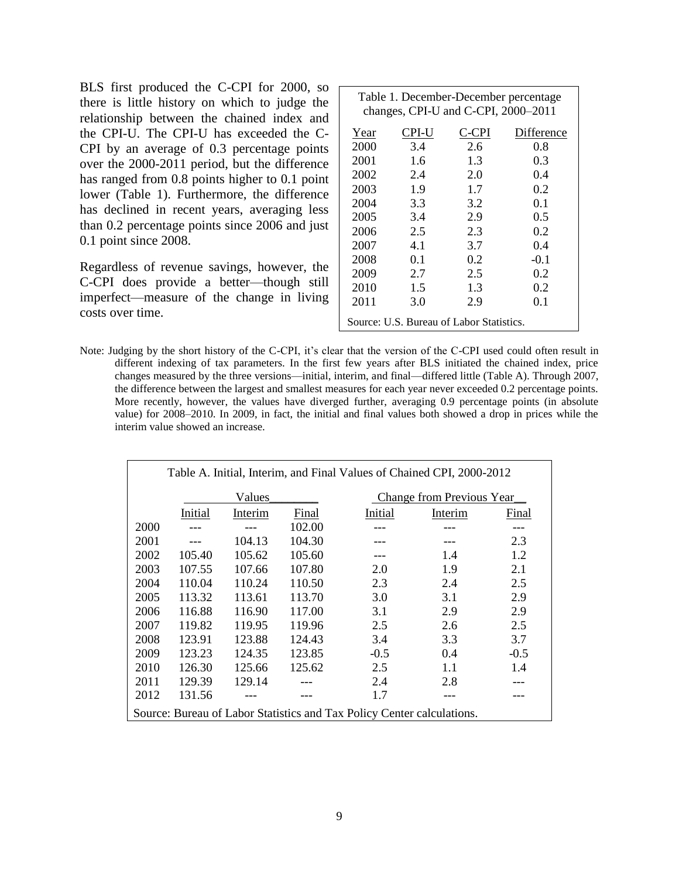BLS first produced the C-CPI for 2000, so there is little history on which to judge the relationship between the chained index and the CPI-U. The CPI-U has exceeded the C-CPI by an average of 0.3 percentage points over the 2000-2011 period, but the difference has ranged from 0.8 points higher to 0.1 point lower (Table 1). Furthermore, the difference has declined in recent years, averaging less than 0.2 percentage points since 2006 and just 0.1 point since 2008.

Regardless of revenue savings, however, the C-CPI does provide a better—though still imperfect—measure of the change in living costs over time.

Table 1. December-December percentage changes, CPI-U and C-CPI, 2000–2011

| Year | CPI-U | C-CPI | Difference |
|---|---|---|---|
| 2000 | 3.4 | 2.6 | 0.8 |
| 2001 | 1.6 | 1.3 | 0.3 |
| 2002 | 2.4 | 2.0 | 0.4 |
| 2003 | 1.9 | 1.7 | 0.2 |
| 2004 | 3.3 | 3.2 | 0.1 |
| 2005 | 3.4 | 2.9 | 0.5 |
| 2006 | 2.5 | 2.3 | 0.2 |
| 2007 | 4.1 | 3.7 | 0.4 |
| 2008 | 0.1 | 0.2 | -0.1 |
| 2009 | 2.7 | 2.5 | 0.2 |
| 2010 | 1.5 | 1.3 | 0.2 |
| 2011 | 3.0 | 2.9 | 0.1 |

Source: U.S. Bureau of Labor Statistics.

Note: Judging by the short history of the C-CPI, it's clear that the version of the C-CPI used could often result in different indexing of tax parameters. In the first few years after BLS initiated the chained index, price changes measured by the three versions—initial, interim, and final—differed little (Table A). Through 2007, the difference between the largest and smallest measures for each year never exceeded 0.2 percentage points. More recently, however, the values have diverged further, averaging 0.9 percentage points (in absolute value) for 2008–2010. In 2009, in fact, the initial and final values both showed a drop in prices while the interim value showed an increase.

Table A. Initial, Interim, and Final Values of Chained CPI, 2000-2012

| | Values | | | Change from Previous Year | | |
|---|---|---|---|---|---|---|
| | Initial | Interim | Final | Initial | Interim | Final |
| 2000 | --- | --- | 102.00 | --- | --- | --- |
| 2001 | --- | 104.13 | 104.30 | --- | --- | 2.3 |
| 2002 | 105.40 | 105.62 | 105.60 | --- | 1.4 | 1.2 |
| 2003 | 107.55 | 107.66 | 107.80 | 2.0 | 1.9 | 2.1 |
| 2004 | 110.04 | 110.24 | 110.50 | 2.3 | 2.4 | 2.5 |
| 2005 | 113.32 | 113.61 | 113.70 | 3.0 | 3.1 | 2.9 |
| 2006 | 116.88 | 116.90 | 117.00 | 3.1 | 2.9 | 2.9 |
| 2007 | 119.82 | 119.95 | 119.96 | 2.5 | 2.6 | 2.5 |
| 2008 | 123.91 | 123.88 | 124.43 | 3.4 | 3.3 | 3.7 |
| 2009 | 123.23 | 124.35 | 123.85 | -0.5 | 0.4 | -0.5 |
| 2010 | 126.30 | 125.66 | 125.62 | 2.5 | 1.1 | 1.4 |
| 2011 | 129.39 | 129.14 | --- | 2.4 | 2.8 | --- |
| 2012 | 131.56 | --- | --- | 1.7 | --- | --- |

Source: Bureau of Labor Statistics and Tax Policy Center calculations.